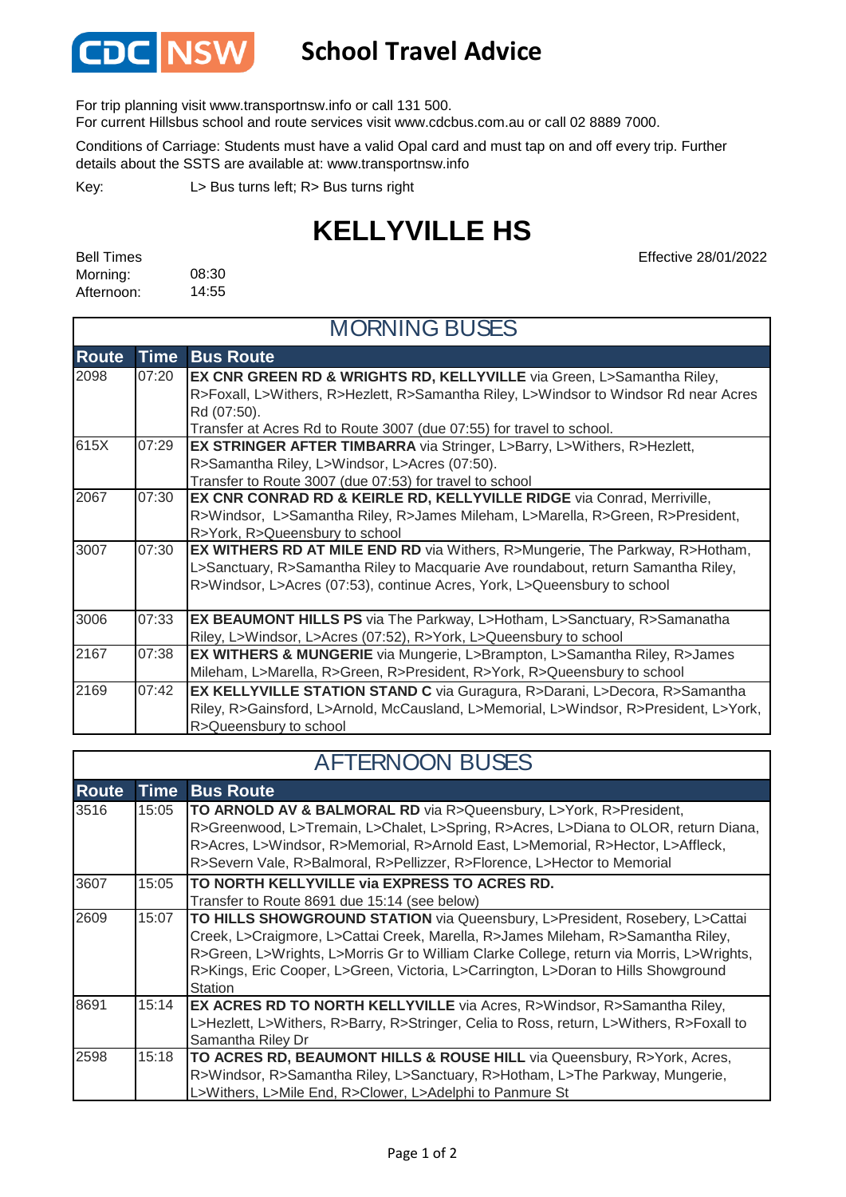# School Travel Advice

For trip planning visit www.transportnsw.info or call 131 500.
For current Hillsbus school and route services visit www.cdcbus.com.au or call 02 8889 7000.

Conditions of Carriage: Students must have a valid Opal card and must tap on and off every trip. Further details about the SSTS are available at: www.transportnsw.info

Key: L> Bus turns left; R> Bus turns right

## KELLYVILLE HS

Effective 28/01/2022

Bell Times
Morning: 08:30
Afternoon: 14:55

### MORNING BUSES

| Route | Time | Bus Route |
|---|---|---|
| 2098 | 07:20 | **EX CNR GREEN RD & WRIGHTS RD, KELLYVILLE** via Green, L>Samantha Riley, R>Foxall, L>Withers, R>Hezlett, R>Samantha Riley, L>Windsor to Windsor Rd near Acres Rd (07:50). Transfer at Acres Rd to Route 3007 (due 07:55) for travel to school. |
| 615X | 07:29 | **EX STRINGER AFTER TIMBARRA** via Stringer, L>Barry, L>Withers, R>Hezlett, R>Samantha Riley, L>Windsor, L>Acres (07:50). Transfer to Route 3007 (due 07:53) for travel to school |
| 2067 | 07:30 | **EX CNR CONRAD RD & KEIRLE RD, KELLYVILLE RIDGE** via Conrad, Merriville, R>Windsor, L>Samantha Riley, R>James Mileham, L>Marella, R>Green, R>President, R>York, R>Queensbury to school |
| 3007 | 07:30 | **EX WITHERS RD AT MILE END RD** via Withers, R>Mungerie, The Parkway, R>Hotham, L>Sanctuary, R>Samantha Riley to Macquarie Ave roundabout, return Samantha Riley, R>Windsor, L>Acres (07:53), continue Acres, York, L>Queensbury to school |
| 3006 | 07:33 | **EX BEAUMONT HILLS PS** via The Parkway, L>Hotham, L>Sanctuary, R>Samanatha Riley, L>Windsor, L>Acres (07:52), R>York, L>Queensbury to school |
| 2167 | 07:38 | **EX WITHERS & MUNGERIE** via Mungerie, L>Brampton, L>Samantha Riley, R>James Mileham, L>Marella, R>Green, R>President, R>York, R>Queensbury to school |
| 2169 | 07:42 | **EX KELLYVILLE STATION STAND C** via Guragura, R>Darani, L>Decora, R>Samantha Riley, R>Gainsford, L>Arnold, McCausland, L>Memorial, L>Windsor, R>President, L>York, R>Queensbury to school |

### AFTERNOON BUSES

| Route | Time | Bus Route |
|---|---|---|
| 3516 | 15:05 | **TO ARNOLD AV & BALMORAL RD** via R>Queensbury, L>York, R>President, R>Greenwood, L>Tremain, L>Chalet, L>Spring, R>Acres, L>Diana to OLOR, return Diana, R>Acres, L>Windsor, R>Memorial, R>Arnold East, L>Memorial, R>Hector, L>Affleck, R>Severn Vale, R>Balmoral, R>Pellizzer, R>Florence, L>Hector to Memorial |
| 3607 | 15:05 | **TO NORTH KELLYVILLE via EXPRESS TO ACRES RD.** Transfer to Route 8691 due 15:14 (see below) |
| 2609 | 15:07 | **TO HILLS SHOWGROUND STATION** via Queensbury, L>President, Rosebery, L>Cattai Creek, L>Craigmore, L>Cattai Creek, Marella, R>James Mileham, R>Samantha Riley, R>Green, L>Wrights, L>Morris Gr to William Clarke College, return via Morris, L>Wrights, R>Kings, Eric Cooper, L>Green, Victoria, L>Carrington, L>Doran to Hills Showground Station |
| 8691 | 15:14 | **EX ACRES RD TO NORTH KELLYVILLE** via Acres, R>Windsor, R>Samantha Riley, L>Hezlett, L>Withers, R>Barry, R>Stringer, Celia to Ross, return, L>Withers, R>Foxall to Samantha Riley Dr |
| 2598 | 15:18 | **TO ACRES RD, BEAUMONT HILLS & ROUSE HILL** via Queensbury, R>York, Acres, R>Windsor, R>Samantha Riley, L>Sanctuary, R>Hotham, L>The Parkway, Mungerie, L>Withers, L>Mile End, R>Clower, L>Adelphi to Panmure St |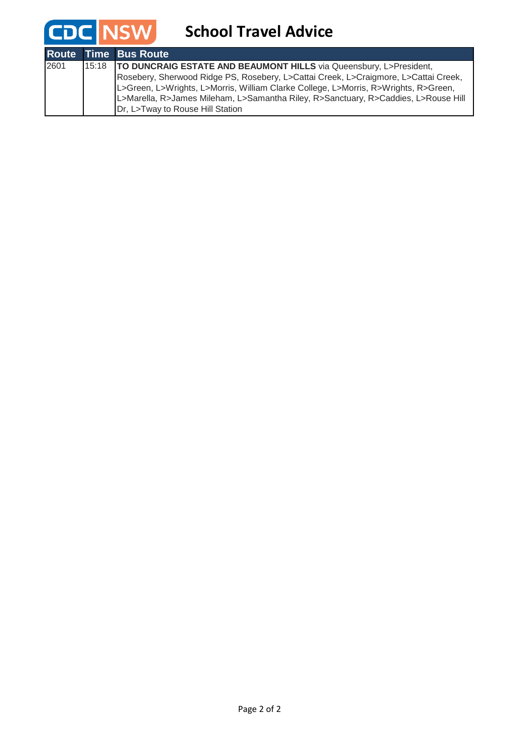CDC NSW

# School Travel Advice

| Route | Time | Bus Route |
|---|---|---|
| 2601 | 15:18 | **TO DUNCRAIG ESTATE AND BEAUMONT HILLS** via Queensbury, L>President, Rosebery, Sherwood Ridge PS, Rosebery, L>Cattai Creek, L>Craigmore, L>Cattai Creek, L>Green, L>Wrights, L>Morris, William Clarke College, L>Morris, R>Wrights, R>Green, L>Marella, R>James Mileham, L>Samantha Riley, R>Sanctuary, R>Caddies, L>Rouse Hill Dr, L>Tway to Rouse Hill Station |